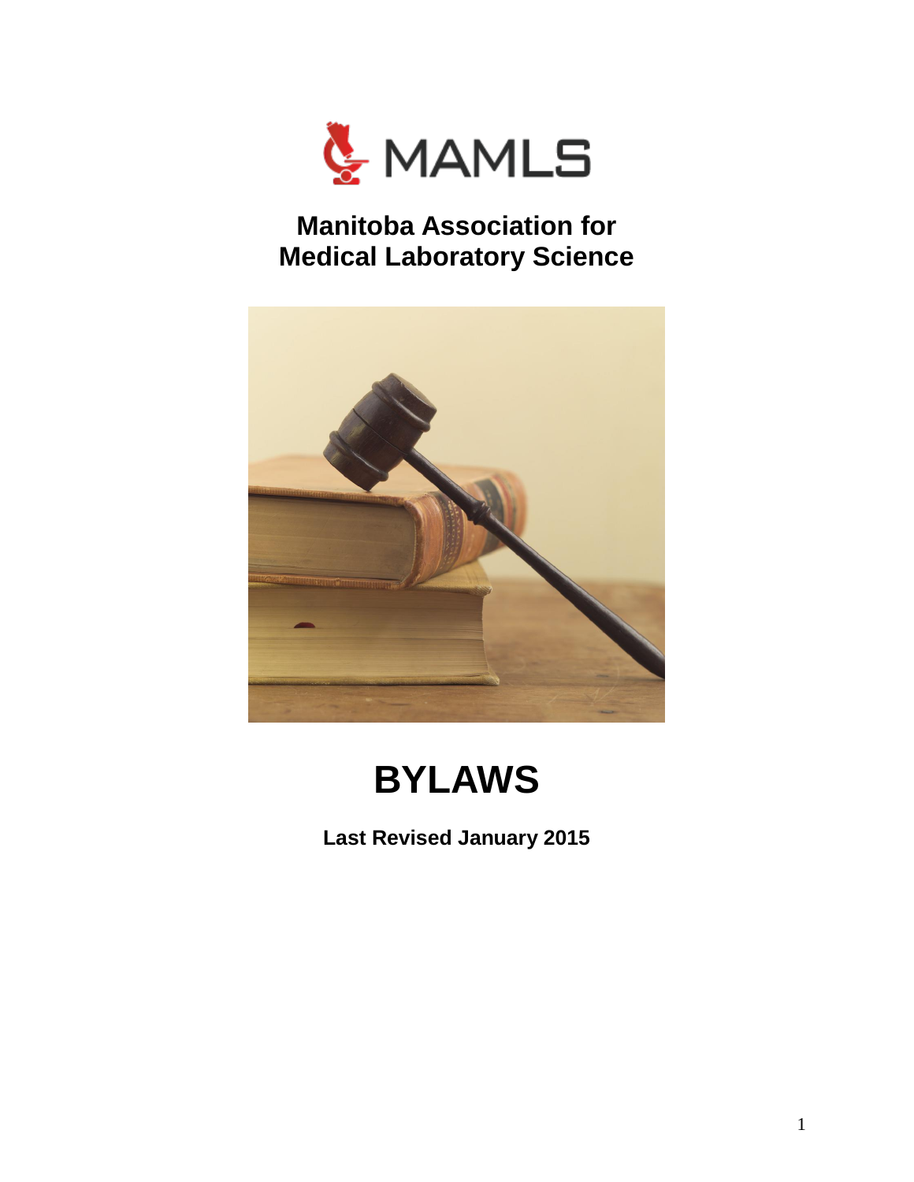MAMLS

# Manitoba Association for Medical Laboratory Science

# BYLAWS

**Last Revised January 2015**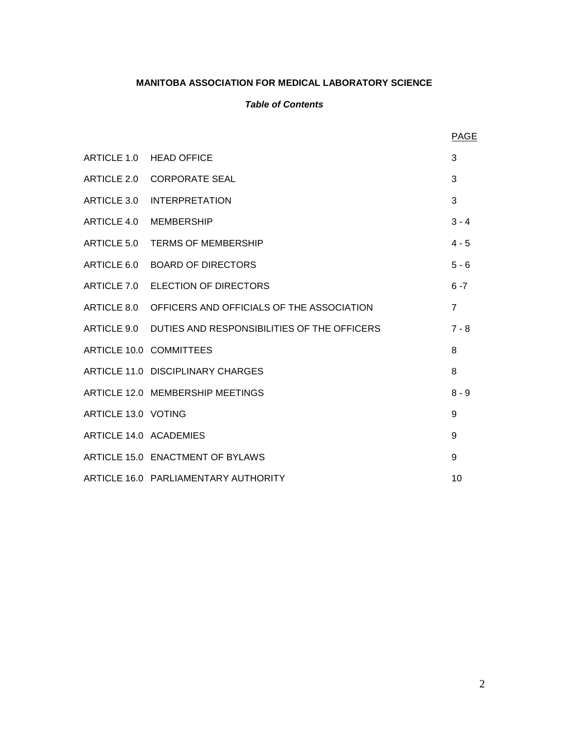**MANITOBA ASSOCIATION FOR MEDICAL LABORATORY SCIENCE**

***Table of Contents***

| | | PAGE |
|---|---|---|
| ARTICLE 1.0 | HEAD OFFICE | 3 |
| ARTICLE 2.0 | CORPORATE SEAL | 3 |
| ARTICLE 3.0 | INTERPRETATION | 3 |
| ARTICLE 4.0 | MEMBERSHIP | 3 - 4 |
| ARTICLE 5.0 | TERMS OF MEMBERSHIP | 4 - 5 |
| ARTICLE 6.0 | BOARD OF DIRECTORS | 5 - 6 |
| ARTICLE 7.0 | ELECTION OF DIRECTORS | 6 -7 |
| ARTICLE 8.0 | OFFICERS AND OFFICIALS OF THE ASSOCIATION | 7 |
| ARTICLE 9.0 | DUTIES AND RESPONSIBILITIES OF THE OFFICERS | 7 - 8 |
| ARTICLE 10.0 | COMMITTEES | 8 |
| ARTICLE 11.0 | DISCIPLINARY CHARGES | 8 |
| ARTICLE 12.0 | MEMBERSHIP MEETINGS | 8 - 9 |
| ARTICLE 13.0 | VOTING | 9 |
| ARTICLE 14.0 | ACADEMIES | 9 |
| ARTICLE 15.0 | ENACTMENT OF BYLAWS | 9 |
| ARTICLE 16.0 | PARLIAMENTARY AUTHORITY | 10 |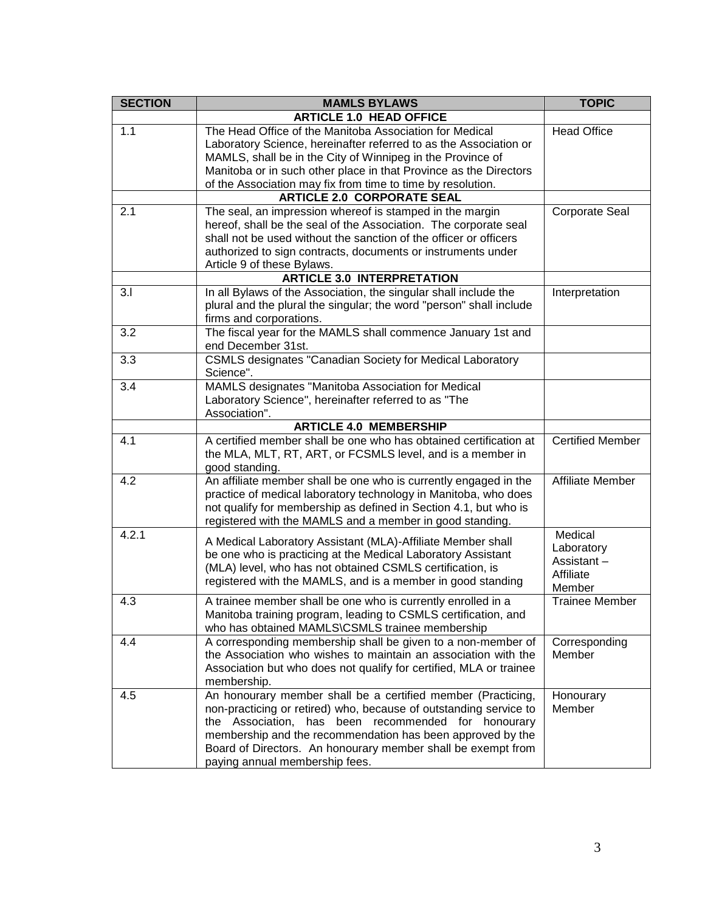| SECTION | MAMLS BYLAWS | TOPIC |
|---|---|---|
| | **ARTICLE 1.0 HEAD OFFICE** | |
| 1.1 | The Head Office of the Manitoba Association for Medical Laboratory Science, hereinafter referred to as the Association or MAMLS, shall be in the City of Winnipeg in the Province of Manitoba or in such other place in that Province as the Directors of the Association may fix from time to time by resolution. | Head Office |
| | **ARTICLE 2.0 CORPORATE SEAL** | |
| 2.1 | The seal, an impression whereof is stamped in the margin hereof, shall be the seal of the Association. The corporate seal shall not be used without the sanction of the officer or officers authorized to sign contracts, documents or instruments under Article 9 of these Bylaws. | Corporate Seal |
| | **ARTICLE 3.0 INTERPRETATION** | |
| 3.l | In all Bylaws of the Association, the singular shall include the plural and the plural the singular; the word "person" shall include firms and corporations. | Interpretation |
| 3.2 | The fiscal year for the MAMLS shall commence January 1st and end December 31st. | |
| 3.3 | CSMLS designates "Canadian Society for Medical Laboratory Science". | |
| 3.4 | MAMLS designates "Manitoba Association for Medical Laboratory Science", hereinafter referred to as "The Association". | |
| | **ARTICLE 4.0 MEMBERSHIP** | |
| 4.1 | A certified member shall be one who has obtained certification at the MLA, MLT, RT, ART, or FCSMLS level, and is a member in good standing. | Certified Member |
| 4.2 | An affiliate member shall be one who is currently engaged in the practice of medical laboratory technology in Manitoba, who does not qualify for membership as defined in Section 4.1, but who is registered with the MAMLS and a member in good standing. | Affiliate Member |
| 4.2.1 | A Medical Laboratory Assistant (MLA)-Affiliate Member shall be one who is practicing at the Medical Laboratory Assistant (MLA) level, who has not obtained CSMLS certification, is registered with the MAMLS, and is a member in good standing | Medical Laboratory Assistant – Affiliate Member |
| 4.3 | A trainee member shall be one who is currently enrolled in a Manitoba training program, leading to CSMLS certification, and who has obtained MAMLS\CSMLS trainee membership | Trainee Member |
| 4.4 | A corresponding membership shall be given to a non-member of the Association who wishes to maintain an association with the Association but who does not qualify for certified, MLA or trainee membership. | Corresponding Member |
| 4.5 | An honourary member shall be a certified member (Practicing, non-practicing or retired) who, because of outstanding service to the Association, has been recommended for honourary membership and the recommendation has been approved by the Board of Directors. An honourary member shall be exempt from paying annual membership fees. | Honourary Member |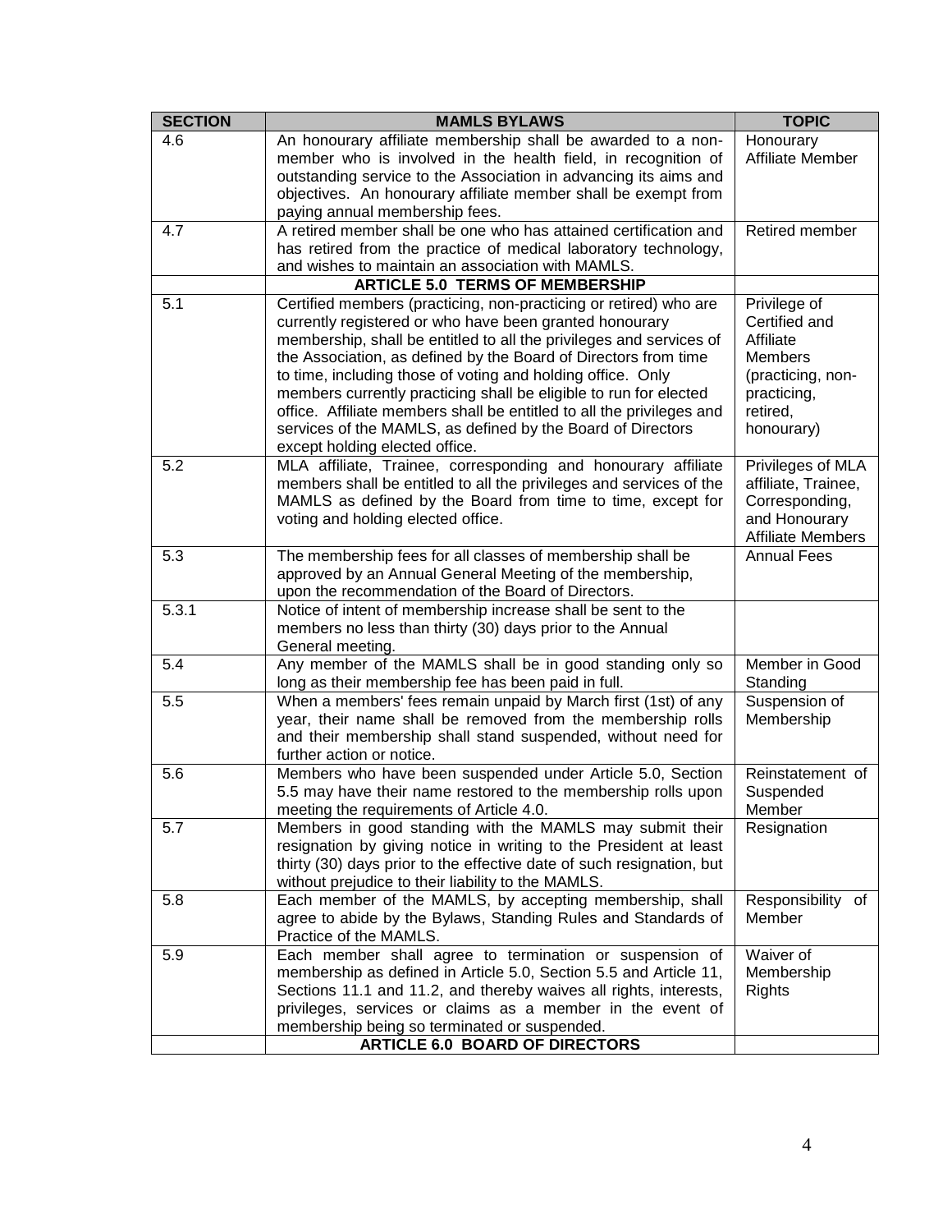| SECTION | MAMLS BYLAWS | TOPIC |
|---|---|---|
| 4.6 | An honourary affiliate membership shall be awarded to a non-member who is involved in the health field, in recognition of outstanding service to the Association in advancing its aims and objectives. An honourary affiliate member shall be exempt from paying annual membership fees. | Honourary Affiliate Member |
| 4.7 | A retired member shall be one who has attained certification and has retired from the practice of medical laboratory technology, and wishes to maintain an association with MAMLS. | Retired member |
| | **ARTICLE 5.0 TERMS OF MEMBERSHIP** | |
| 5.1 | Certified members (practicing, non-practicing or retired) who are currently registered or who have been granted honourary membership, shall be entitled to all the privileges and services of the Association, as defined by the Board of Directors from time to time, including those of voting and holding office. Only members currently practicing shall be eligible to run for elected office. Affiliate members shall be entitled to all the privileges and services of the MAMLS, as defined by the Board of Directors except holding elected office. | Privilege of Certified and Affiliate Members (practicing, non-practicing, retired, honourary) |
| 5.2 | MLA affiliate, Trainee, corresponding and honourary affiliate members shall be entitled to all the privileges and services of the MAMLS as defined by the Board from time to time, except for voting and holding elected office. | Privileges of MLA affiliate, Trainee, Corresponding, and Honourary Affiliate Members |
| 5.3 | The membership fees for all classes of membership shall be approved by an Annual General Meeting of the membership, upon the recommendation of the Board of Directors. | Annual Fees |
| 5.3.1 | Notice of intent of membership increase shall be sent to the members no less than thirty (30) days prior to the Annual General meeting. | |
| 5.4 | Any member of the MAMLS shall be in good standing only so long as their membership fee has been paid in full. | Member in Good Standing |
| 5.5 | When a members' fees remain unpaid by March first (1st) of any year, their name shall be removed from the membership rolls and their membership shall stand suspended, without need for further action or notice. | Suspension of Membership |
| 5.6 | Members who have been suspended under Article 5.0, Section 5.5 may have their name restored to the membership rolls upon meeting the requirements of Article 4.0. | Reinstatement of Suspended Member |
| 5.7 | Members in good standing with the MAMLS may submit their resignation by giving notice in writing to the President at least thirty (30) days prior to the effective date of such resignation, but without prejudice to their liability to the MAMLS. | Resignation |
| 5.8 | Each member of the MAMLS, by accepting membership, shall agree to abide by the Bylaws, Standing Rules and Standards of Practice of the MAMLS. | Responsibility of Member |
| 5.9 | Each member shall agree to termination or suspension of membership as defined in Article 5.0, Section 5.5 and Article 11, Sections 11.1 and 11.2, and thereby waives all rights, interests, privileges, services or claims as a member in the event of membership being so terminated or suspended. | Waiver of Membership Rights |
| | **ARTICLE 6.0 BOARD OF DIRECTORS** | |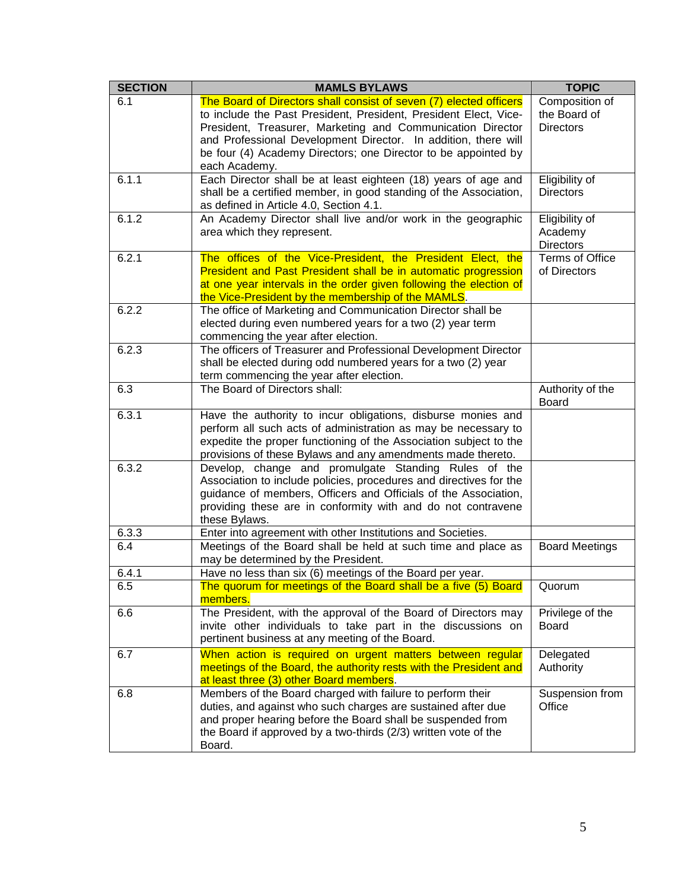| SECTION | MAMLS BYLAWS | TOPIC |
|---|---|---|
| 6.1 | The Board of Directors shall consist of seven (7) elected officers to include the Past President, President, President Elect, Vice-President, Treasurer, Marketing and Communication Director and Professional Development Director. In addition, there will be four (4) Academy Directors; one Director to be appointed by each Academy. | Composition of the Board of Directors |
| 6.1.1 | Each Director shall be at least eighteen (18) years of age and shall be a certified member, in good standing of the Association, as defined in Article 4.0, Section 4.1. | Eligibility of Directors |
| 6.1.2 | An Academy Director shall live and/or work in the geographic area which they represent. | Eligibility of Academy Directors |
| 6.2.1 | The offices of the Vice-President, the President Elect, the President and Past President shall be in automatic progression at one year intervals in the order given following the election of the Vice-President by the membership of the MAMLS. | Terms of Office of Directors |
| 6.2.2 | The office of Marketing and Communication Director shall be elected during even numbered years for a two (2) year term commencing the year after election. | |
| 6.2.3 | The officers of Treasurer and Professional Development Director shall be elected during odd numbered years for a two (2) year term commencing the year after election. | |
| 6.3 | The Board of Directors shall: | Authority of the Board |
| 6.3.1 | Have the authority to incur obligations, disburse monies and perform all such acts of administration as may be necessary to expedite the proper functioning of the Association subject to the provisions of these Bylaws and any amendments made thereto. | |
| 6.3.2 | Develop, change and promulgate Standing Rules of the Association to include policies, procedures and directives for the guidance of members, Officers and Officials of the Association, providing these are in conformity with and do not contravene these Bylaws. | |
| 6.3.3 | Enter into agreement with other Institutions and Societies. | |
| 6.4 | Meetings of the Board shall be held at such time and place as may be determined by the President. | Board Meetings |
| 6.4.1 | Have no less than six (6) meetings of the Board per year. | |
| 6.5 | The quorum for meetings of the Board shall be a five (5) Board members. | Quorum |
| 6.6 | The President, with the approval of the Board of Directors may invite other individuals to take part in the discussions on pertinent business at any meeting of the Board. | Privilege of the Board |
| 6.7 | When action is required on urgent matters between regular meetings of the Board, the authority rests with the President and at least three (3) other Board members. | Delegated Authority |
| 6.8 | Members of the Board charged with failure to perform their duties, and against who such charges are sustained after due and proper hearing before the Board shall be suspended from the Board if approved by a two-thirds (2/3) written vote of the Board. | Suspension from Office |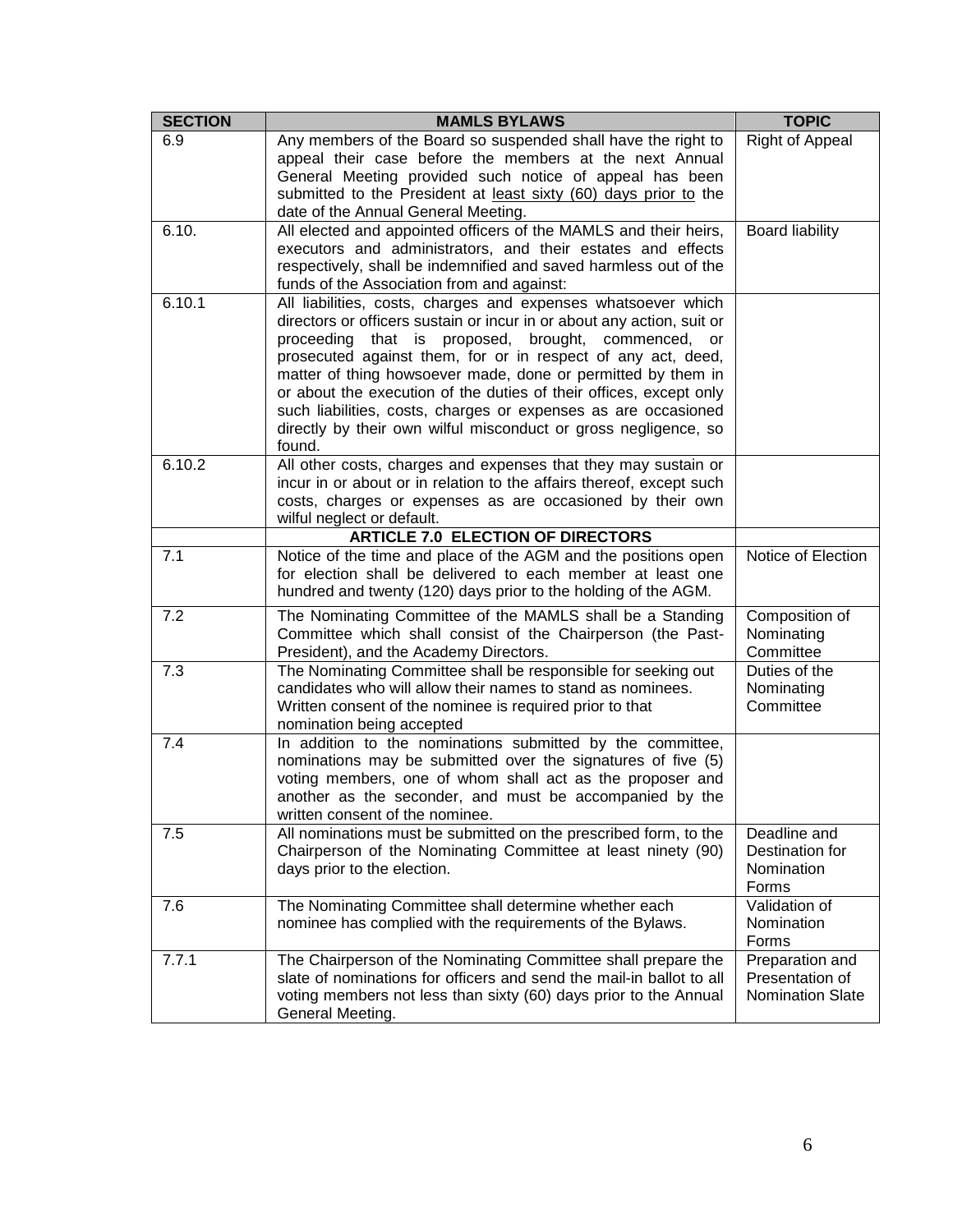| SECTION | MAMLS BYLAWS | TOPIC |
|---|---|---|
| 6.9 | Any members of the Board so suspended shall have the right to appeal their case before the members at the next Annual General Meeting provided such notice of appeal has been submitted to the President at least sixty (60) days prior to the date of the Annual General Meeting. | Right of Appeal |
| 6.10. | All elected and appointed officers of the MAMLS and their heirs, executors and administrators, and their estates and effects respectively, shall be indemnified and saved harmless out of the funds of the Association from and against: | Board liability |
| 6.10.1 | All liabilities, costs, charges and expenses whatsoever which directors or officers sustain or incur in or about any action, suit or proceeding that is proposed, brought, commenced, or prosecuted against them, for or in respect of any act, deed, matter of thing howsoever made, done or permitted by them in or about the execution of the duties of their offices, except only such liabilities, costs, charges or expenses as are occasioned directly by their own wilful misconduct or gross negligence, so found. | |
| 6.10.2 | All other costs, charges and expenses that they may sustain or incur in or about or in relation to the affairs thereof, except such costs, charges or expenses as are occasioned by their own wilful neglect or default. | |
| | **ARTICLE 7.0 ELECTION OF DIRECTORS** | |
| 7.1 | Notice of the time and place of the AGM and the positions open for election shall be delivered to each member at least one hundred and twenty (120) days prior to the holding of the AGM. | Notice of Election |
| 7.2 | The Nominating Committee of the MAMLS shall be a Standing Committee which shall consist of the Chairperson (the Past-President), and the Academy Directors. | Composition of Nominating Committee |
| 7.3 | The Nominating Committee shall be responsible for seeking out candidates who will allow their names to stand as nominees. Written consent of the nominee is required prior to that nomination being accepted | Duties of the Nominating Committee |
| 7.4 | In addition to the nominations submitted by the committee, nominations may be submitted over the signatures of five (5) voting members, one of whom shall act as the proposer and another as the seconder, and must be accompanied by the written consent of the nominee. | |
| 7.5 | All nominations must be submitted on the prescribed form, to the Chairperson of the Nominating Committee at least ninety (90) days prior to the election. | Deadline and Destination for Nomination Forms |
| 7.6 | The Nominating Committee shall determine whether each nominee has complied with the requirements of the Bylaws. | Validation of Nomination Forms |
| 7.7.1 | The Chairperson of the Nominating Committee shall prepare the slate of nominations for officers and send the mail-in ballot to all voting members not less than sixty (60) days prior to the Annual General Meeting. | Preparation and Presentation of Nomination Slate |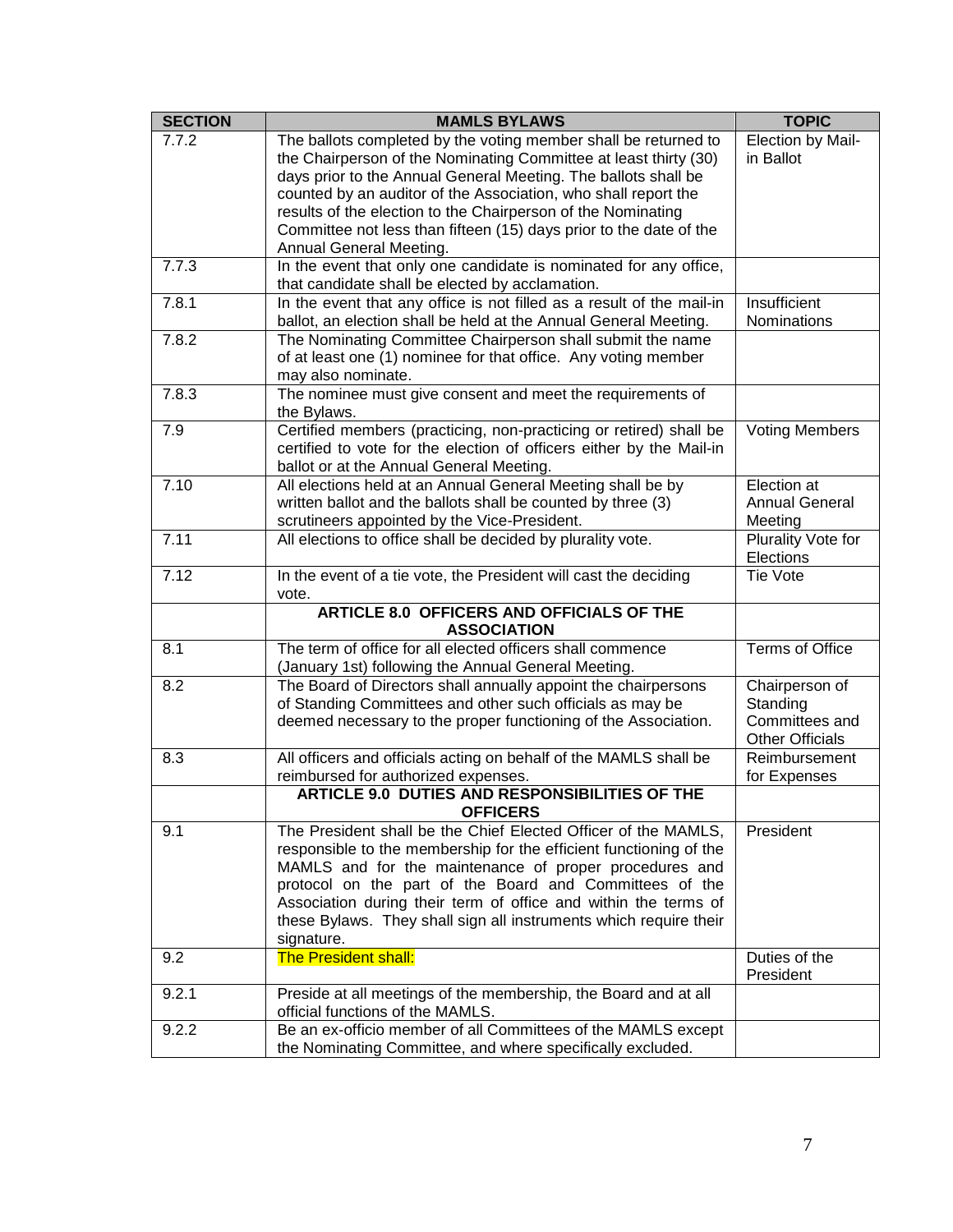| SECTION | MAMLS BYLAWS | TOPIC |
|---|---|---|
| 7.7.2 | The ballots completed by the voting member shall be returned to the Chairperson of the Nominating Committee at least thirty (30) days prior to the Annual General Meeting. The ballots shall be counted by an auditor of the Association, who shall report the results of the election to the Chairperson of the Nominating Committee not less than fifteen (15) days prior to the date of the Annual General Meeting. | Election by Mail-in Ballot |
| 7.7.3 | In the event that only one candidate is nominated for any office, that candidate shall be elected by acclamation. | |
| 7.8.1 | In the event that any office is not filled as a result of the mail-in ballot, an election shall be held at the Annual General Meeting. | Insufficient Nominations |
| 7.8.2 | The Nominating Committee Chairperson shall submit the name of at least one (1) nominee for that office. Any voting member may also nominate. | |
| 7.8.3 | The nominee must give consent and meet the requirements of the Bylaws. | |
| 7.9 | Certified members (practicing, non-practicing or retired) shall be certified to vote for the election of officers either by the Mail-in ballot or at the Annual General Meeting. | Voting Members |
| 7.10 | All elections held at an Annual General Meeting shall be by written ballot and the ballots shall be counted by three (3) scrutineers appointed by the Vice-President. | Election at Annual General Meeting |
| 7.11 | All elections to office shall be decided by plurality vote. | Plurality Vote for Elections |
| 7.12 | In the event of a tie vote, the President will cast the deciding vote. | Tie Vote |
| | **ARTICLE 8.0 OFFICERS AND OFFICIALS OF THE ASSOCIATION** | |
| 8.1 | The term of office for all elected officers shall commence (January 1st) following the Annual General Meeting. | Terms of Office |
| 8.2 | The Board of Directors shall annually appoint the chairpersons of Standing Committees and other such officials as may be deemed necessary to the proper functioning of the Association. | Chairperson of Standing Committees and Other Officials |
| 8.3 | All officers and officials acting on behalf of the MAMLS shall be reimbursed for authorized expenses. | Reimbursement for Expenses |
| | **ARTICLE 9.0 DUTIES AND RESPONSIBILITIES OF THE OFFICERS** | |
| 9.1 | The President shall be the Chief Elected Officer of the MAMLS, responsible to the membership for the efficient functioning of the MAMLS and for the maintenance of proper procedures and protocol on the part of the Board and Committees of the Association during their term of office and within the terms of these Bylaws. They shall sign all instruments which require their signature. | President |
| 9.2 | The President shall: | Duties of the President |
| 9.2.1 | Preside at all meetings of the membership, the Board and at all official functions of the MAMLS. | |
| 9.2.2 | Be an ex-officio member of all Committees of the MAMLS except the Nominating Committee, and where specifically excluded. | |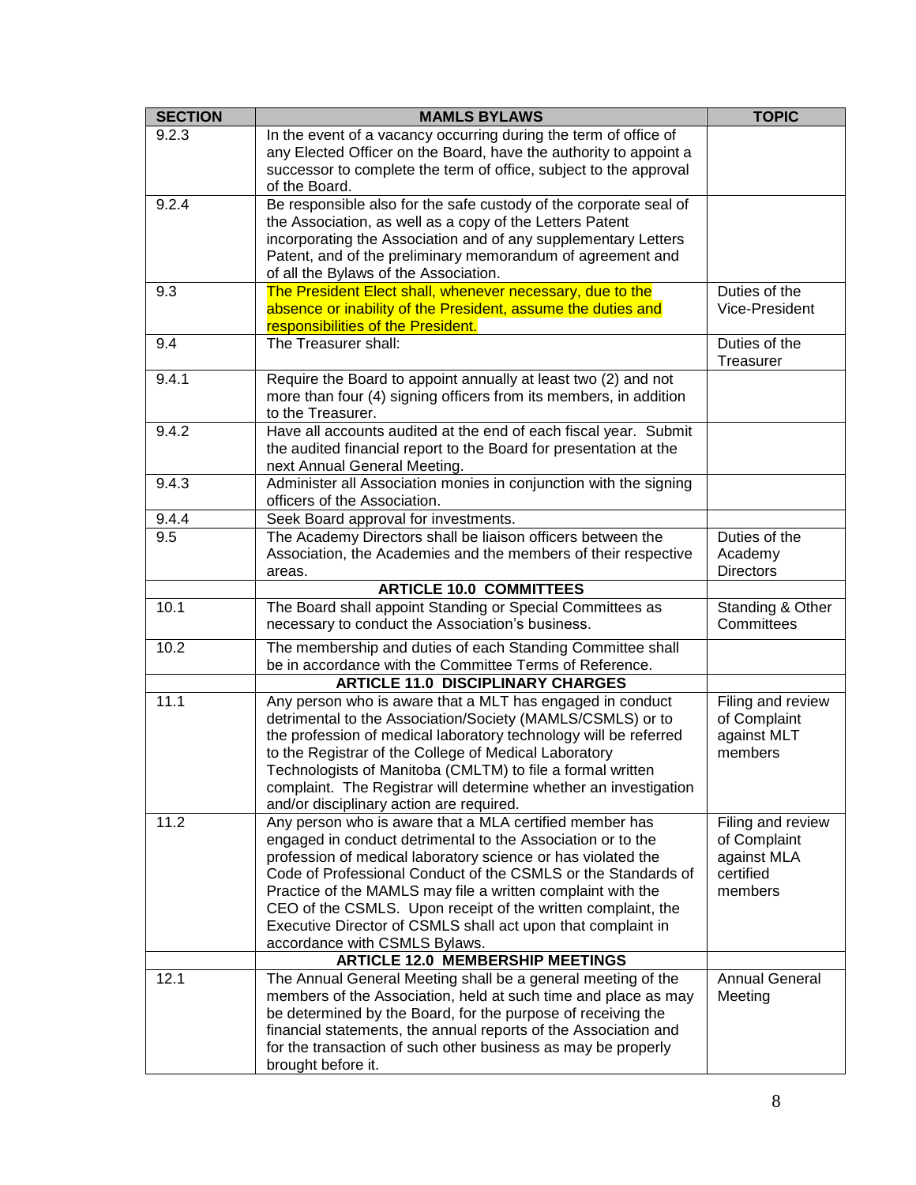| SECTION | MAMLS BYLAWS | TOPIC |
|---|---|---|
| 9.2.3 | In the event of a vacancy occurring during the term of office of any Elected Officer on the Board, have the authority to appoint a successor to complete the term of office, subject to the approval of the Board. | |
| 9.2.4 | Be responsible also for the safe custody of the corporate seal of the Association, as well as a copy of the Letters Patent incorporating the Association and of any supplementary Letters Patent, and of the preliminary memorandum of agreement and of all the Bylaws of the Association. | |
| 9.3 | The President Elect shall, whenever necessary, due to the absence or inability of the President, assume the duties and responsibilities of the President. | Duties of the Vice-President |
| 9.4 | The Treasurer shall: | Duties of the Treasurer |
| 9.4.1 | Require the Board to appoint annually at least two (2) and not more than four (4) signing officers from its members, in addition to the Treasurer. | |
| 9.4.2 | Have all accounts audited at the end of each fiscal year. Submit the audited financial report to the Board for presentation at the next Annual General Meeting. | |
| 9.4.3 | Administer all Association monies in conjunction with the signing officers of the Association. | |
| 9.4.4 | Seek Board approval for investments. | |
| 9.5 | The Academy Directors shall be liaison officers between the Association, the Academies and the members of their respective areas. | Duties of the Academy Directors |
| | **ARTICLE 10.0 COMMITTEES** | |
| 10.1 | The Board shall appoint Standing or Special Committees as necessary to conduct the Association's business. | Standing & Other Committees |
| 10.2 | The membership and duties of each Standing Committee shall be in accordance with the Committee Terms of Reference. | |
| | **ARTICLE 11.0 DISCIPLINARY CHARGES** | |
| 11.1 | Any person who is aware that a MLT has engaged in conduct detrimental to the Association/Society (MAMLS/CSMLS) or to the profession of medical laboratory technology will be referred to the Registrar of the College of Medical Laboratory Technologists of Manitoba (CMLTM) to file a formal written complaint. The Registrar will determine whether an investigation and/or disciplinary action are required. | Filing and review of Complaint against MLT members |
| 11.2 | Any person who is aware that a MLA certified member has engaged in conduct detrimental to the Association or to the profession of medical laboratory science or has violated the Code of Professional Conduct of the CSMLS or the Standards of Practice of the MAMLS may file a written complaint with the CEO of the CSMLS. Upon receipt of the written complaint, the Executive Director of CSMLS shall act upon that complaint in accordance with CSMLS Bylaws. | Filing and review of Complaint against MLA certified members |
| | **ARTICLE 12.0 MEMBERSHIP MEETINGS** | |
| 12.1 | The Annual General Meeting shall be a general meeting of the members of the Association, held at such time and place as may be determined by the Board, for the purpose of receiving the financial statements, the annual reports of the Association and for the transaction of such other business as may be properly brought before it. | Annual General Meeting |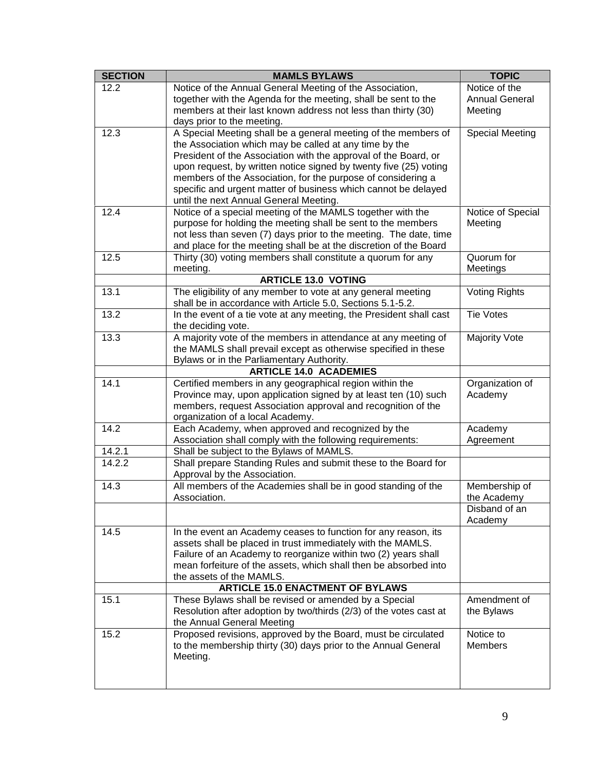| SECTION | MAMLS BYLAWS | TOPIC |
|---|---|---|
| 12.2 | Notice of the Annual General Meeting of the Association, together with the Agenda for the meeting, shall be sent to the members at their last known address not less than thirty (30) days prior to the meeting. | Notice of the Annual General Meeting |
| 12.3 | A Special Meeting shall be a general meeting of the members of the Association which may be called at any time by the President of the Association with the approval of the Board, or upon request, by written notice signed by twenty five (25) voting members of the Association, for the purpose of considering a specific and urgent matter of business which cannot be delayed until the next Annual General Meeting. | Special Meeting |
| 12.4 | Notice of a special meeting of the MAMLS together with the purpose for holding the meeting shall be sent to the members not less than seven (7) days prior to the meeting. The date, time and place for the meeting shall be at the discretion of the Board | Notice of Special Meeting |
| 12.5 | Thirty (30) voting members shall constitute a quorum for any meeting. | Quorum for Meetings |
| | **ARTICLE 13.0 VOTING** | |
| 13.1 | The eligibility of any member to vote at any general meeting shall be in accordance with Article 5.0, Sections 5.1-5.2. | Voting Rights |
| 13.2 | In the event of a tie vote at any meeting, the President shall cast the deciding vote. | Tie Votes |
| 13.3 | A majority vote of the members in attendance at any meeting of the MAMLS shall prevail except as otherwise specified in these Bylaws or in the Parliamentary Authority. | Majority Vote |
| | **ARTICLE 14.0 ACADEMIES** | |
| 14.1 | Certified members in any geographical region within the Province may, upon application signed by at least ten (10) such members, request Association approval and recognition of the organization of a local Academy. | Organization of Academy |
| 14.2 | Each Academy, when approved and recognized by the Association shall comply with the following requirements: | Academy Agreement |
| 14.2.1 | Shall be subject to the Bylaws of MAMLS. | |
| 14.2.2 | Shall prepare Standing Rules and submit these to the Board for Approval by the Association. | |
| 14.3 | All members of the Academies shall be in good standing of the Association. | Membership of the Academy |
| | | Disband of an Academy |
| 14.5 | In the event an Academy ceases to function for any reason, its assets shall be placed in trust immediately with the MAMLS. Failure of an Academy to reorganize within two (2) years shall mean forfeiture of the assets, which shall then be absorbed into the assets of the MAMLS. | |
| | **ARTICLE 15.0 ENACTMENT OF BYLAWS** | |
| 15.1 | These Bylaws shall be revised or amended by a Special Resolution after adoption by two/thirds (2/3) of the votes cast at the Annual General Meeting | Amendment of the Bylaws |
| 15.2 | Proposed revisions, approved by the Board, must be circulated to the membership thirty (30) days prior to the Annual General Meeting. | Notice to Members |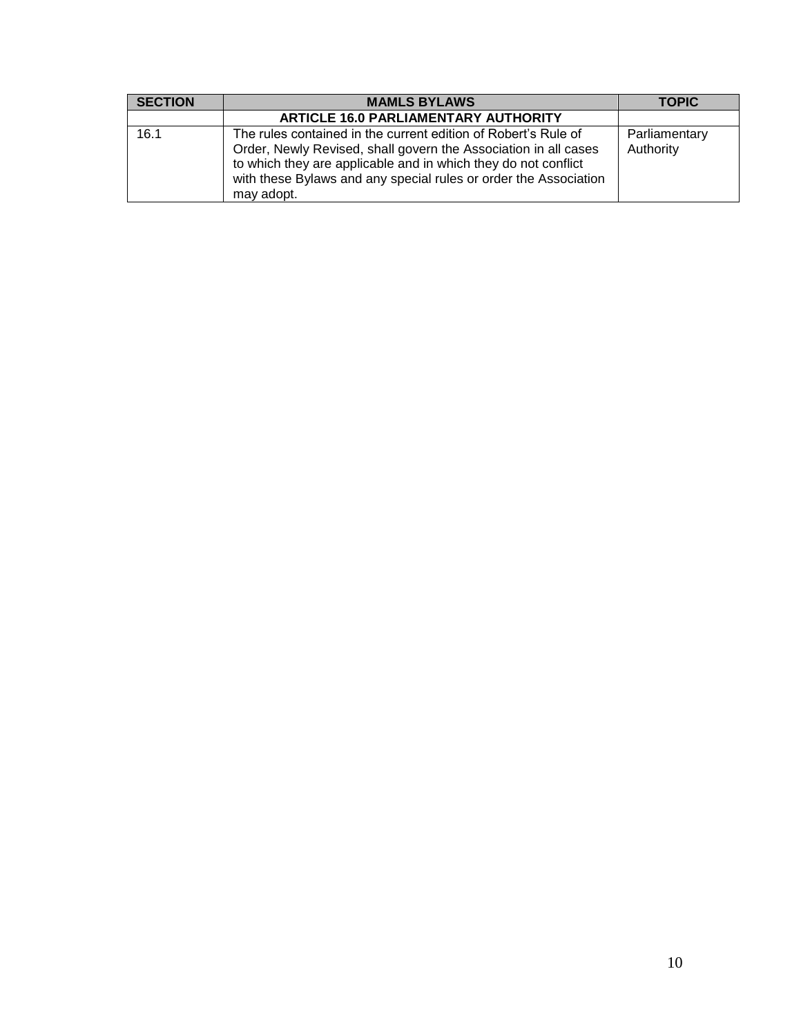| SECTION | MAMLS BYLAWS | TOPIC |
| --- | --- | --- |
| | **ARTICLE 16.0 PARLIAMENTARY AUTHORITY** | |
| 16.1 | The rules contained in the current edition of Robert's Rule of Order, Newly Revised, shall govern the Association in all cases to which they are applicable and in which they do not conflict with these Bylaws and any special rules or order the Association may adopt. | Parliamentary Authority |